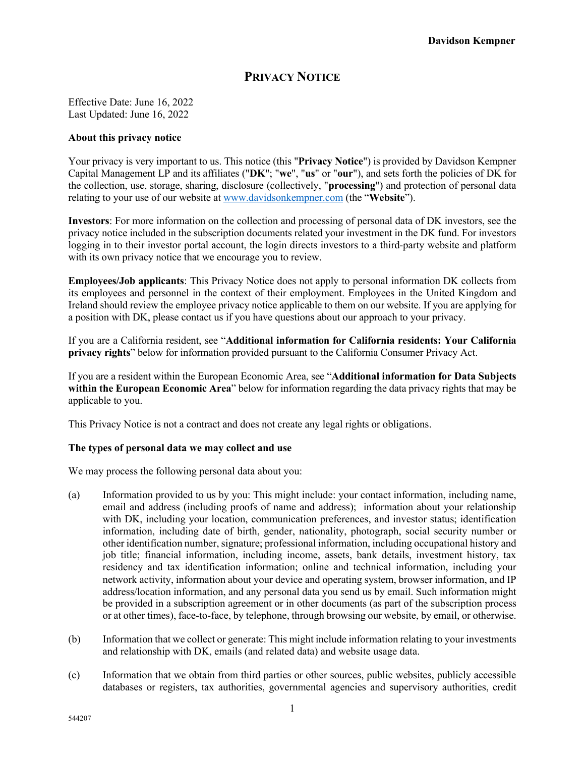# PRIVACY NOTICE

Effective Date: June 16, 2022
Last Updated: June 16, 2022

**About this privacy notice**

Your privacy is very important to us. This notice (this "**Privacy Notice**") is provided by Davidson Kempner Capital Management LP and its affiliates ("**DK**"; "**we**", "**us**" or "**our**"), and sets forth the policies of DK for the collection, use, storage, sharing, disclosure (collectively, "**processing**") and protection of personal data relating to your use of our website at www.davidsonkempner.com (the "**Website**").

**Investors**: For more information on the collection and processing of personal data of DK investors, see the privacy notice included in the subscription documents related your investment in the DK fund. For investors logging in to their investor portal account, the login directs investors to a third-party website and platform with its own privacy notice that we encourage you to review.

**Employees/Job applicants**: This Privacy Notice does not apply to personal information DK collects from its employees and personnel in the context of their employment. Employees in the United Kingdom and Ireland should review the employee privacy notice applicable to them on our website. If you are applying for a position with DK, please contact us if you have questions about our approach to your privacy.

If you are a California resident, see "**Additional information for California residents: Your California privacy rights**" below for information provided pursuant to the California Consumer Privacy Act.

If you are a resident within the European Economic Area, see "**Additional information for Data Subjects within the European Economic Area**" below for information regarding the data privacy rights that may be applicable to you.

This Privacy Notice is not a contract and does not create any legal rights or obligations.

**The types of personal data we may collect and use**

We may process the following personal data about you:

(a) Information provided to us by you: This might include: your contact information, including name, email and address (including proofs of name and address); information about your relationship with DK, including your location, communication preferences, and investor status; identification information, including date of birth, gender, nationality, photograph, social security number or other identification number, signature; professional information, including occupational history and job title; financial information, including income, assets, bank details, investment history, tax residency and tax identification information; online and technical information, including your network activity, information about your device and operating system, browser information, and IP address/location information, and any personal data you send us by email. Such information might be provided in a subscription agreement or in other documents (as part of the subscription process or at other times), face-to-face, by telephone, through browsing our website, by email, or otherwise.

(b) Information that we collect or generate: This might include information relating to your investments and relationship with DK, emails (and related data) and website usage data.

(c) Information that we obtain from third parties or other sources, public websites, publicly accessible databases or registers, tax authorities, governmental agencies and supervisory authorities, credit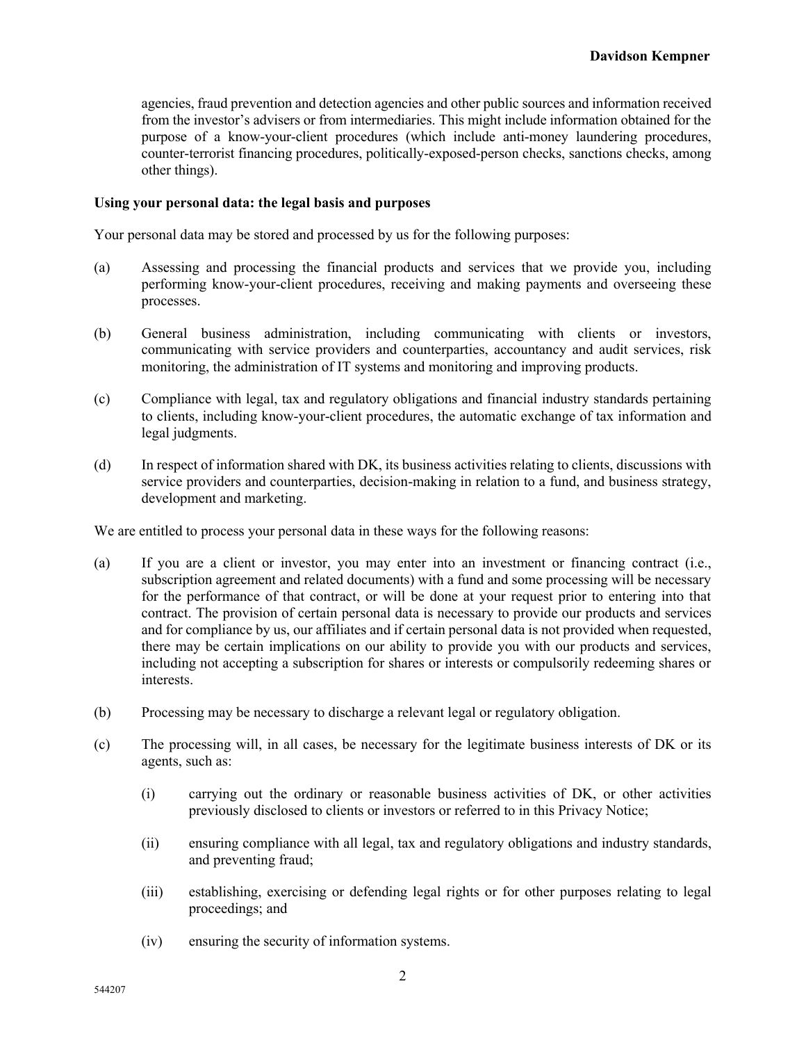agencies, fraud prevention and detection agencies and other public sources and information received from the investor's advisers or from intermediaries. This might include information obtained for the purpose of a know-your-client procedures (which include anti-money laundering procedures, counter-terrorist financing procedures, politically-exposed-person checks, sanctions checks, among other things).

**Using your personal data: the legal basis and purposes**

Your personal data may be stored and processed by us for the following purposes:

(a) Assessing and processing the financial products and services that we provide you, including performing know-your-client procedures, receiving and making payments and overseeing these processes.

(b) General business administration, including communicating with clients or investors, communicating with service providers and counterparties, accountancy and audit services, risk monitoring, the administration of IT systems and monitoring and improving products.

(c) Compliance with legal, tax and regulatory obligations and financial industry standards pertaining to clients, including know-your-client procedures, the automatic exchange of tax information and legal judgments.

(d) In respect of information shared with DK, its business activities relating to clients, discussions with service providers and counterparties, decision-making in relation to a fund, and business strategy, development and marketing.

We are entitled to process your personal data in these ways for the following reasons:

(a) If you are a client or investor, you may enter into an investment or financing contract (i.e., subscription agreement and related documents) with a fund and some processing will be necessary for the performance of that contract, or will be done at your request prior to entering into that contract. The provision of certain personal data is necessary to provide our products and services and for compliance by us, our affiliates and if certain personal data is not provided when requested, there may be certain implications on our ability to provide you with our products and services, including not accepting a subscription for shares or interests or compulsorily redeeming shares or interests.

(b) Processing may be necessary to discharge a relevant legal or regulatory obligation.

(c) The processing will, in all cases, be necessary for the legitimate business interests of DK or its agents, such as:

  (i) carrying out the ordinary or reasonable business activities of DK, or other activities previously disclosed to clients or investors or referred to in this Privacy Notice;

  (ii) ensuring compliance with all legal, tax and regulatory obligations and industry standards, and preventing fraud;

  (iii) establishing, exercising or defending legal rights or for other purposes relating to legal proceedings; and

  (iv) ensuring the security of information systems.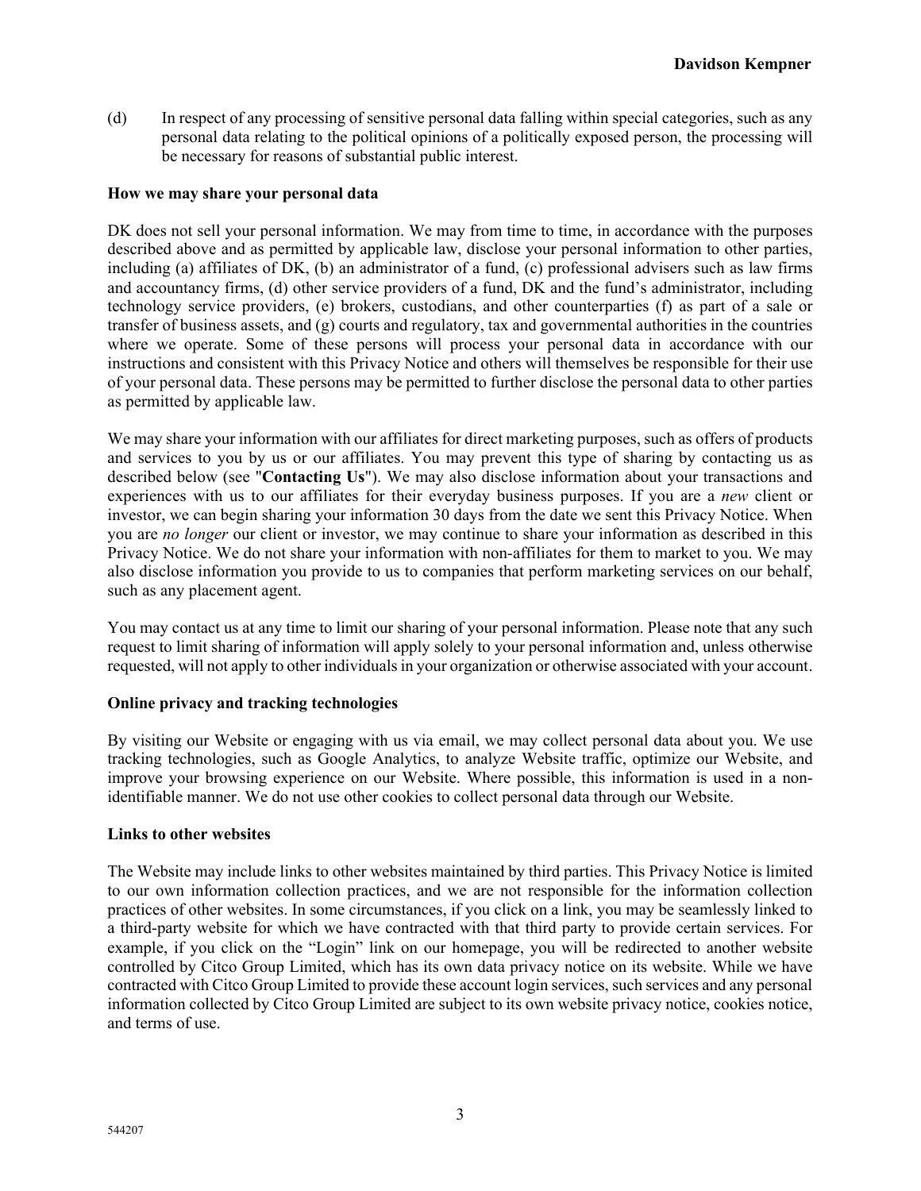(d) In respect of any processing of sensitive personal data falling within special categories, such as any personal data relating to the political opinions of a politically exposed person, the processing will be necessary for reasons of substantial public interest.

**How we may share your personal data**

DK does not sell your personal information. We may from time to time, in accordance with the purposes described above and as permitted by applicable law, disclose your personal information to other parties, including (a) affiliates of DK, (b) an administrator of a fund, (c) professional advisers such as law firms and accountancy firms, (d) other service providers of a fund, DK and the fund's administrator, including technology service providers, (e) brokers, custodians, and other counterparties (f) as part of a sale or transfer of business assets, and (g) courts and regulatory, tax and governmental authorities in the countries where we operate. Some of these persons will process your personal data in accordance with our instructions and consistent with this Privacy Notice and others will themselves be responsible for their use of your personal data. These persons may be permitted to further disclose the personal data to other parties as permitted by applicable law.

We may share your information with our affiliates for direct marketing purposes, such as offers of products and services to you by us or our affiliates. You may prevent this type of sharing by contacting us as described below (see "**Contacting Us**"). We may also disclose information about your transactions and experiences with us to our affiliates for their everyday business purposes. If you are a *new* client or investor, we can begin sharing your information 30 days from the date we sent this Privacy Notice. When you are *no longer* our client or investor, we may continue to share your information as described in this Privacy Notice. We do not share your information with non-affiliates for them to market to you. We may also disclose information you provide to us to companies that perform marketing services on our behalf, such as any placement agent.

You may contact us at any time to limit our sharing of your personal information. Please note that any such request to limit sharing of information will apply solely to your personal information and, unless otherwise requested, will not apply to other individuals in your organization or otherwise associated with your account.

**Online privacy and tracking technologies**

By visiting our Website or engaging with us via email, we may collect personal data about you. We use tracking technologies, such as Google Analytics, to analyze Website traffic, optimize our Website, and improve your browsing experience on our Website. Where possible, this information is used in a non-identifiable manner. We do not use other cookies to collect personal data through our Website.

**Links to other websites**

The Website may include links to other websites maintained by third parties. This Privacy Notice is limited to our own information collection practices, and we are not responsible for the information collection practices of other websites. In some circumstances, if you click on a link, you may be seamlessly linked to a third-party website for which we have contracted with that third party to provide certain services. For example, if you click on the "Login" link on our homepage, you will be redirected to another website controlled by Citco Group Limited, which has its own data privacy notice on its website. While we have contracted with Citco Group Limited to provide these account login services, such services and any personal information collected by Citco Group Limited are subject to its own website privacy notice, cookies notice, and terms of use.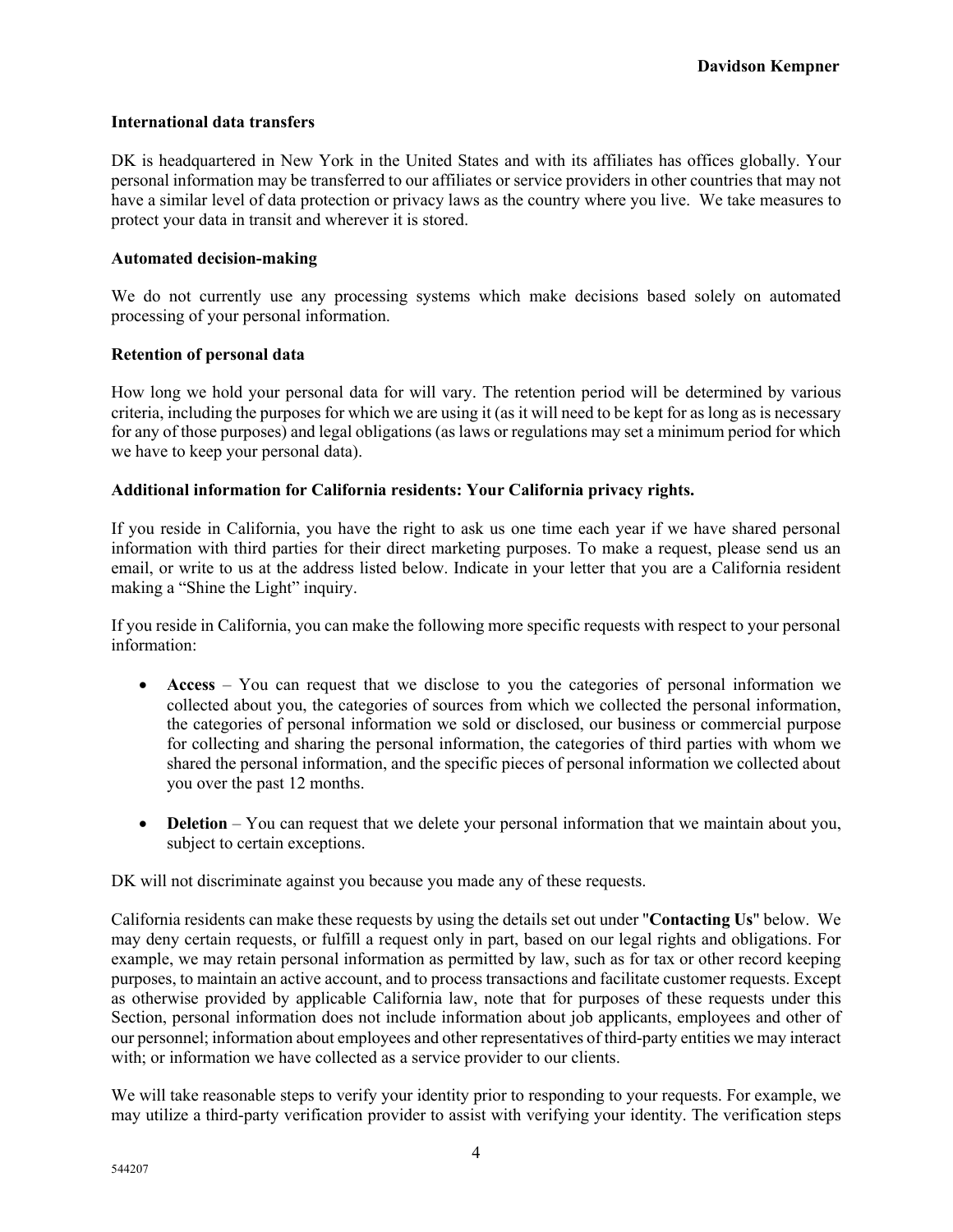**International data transfers**

DK is headquartered in New York in the United States and with its affiliates has offices globally. Your personal information may be transferred to our affiliates or service providers in other countries that may not have a similar level of data protection or privacy laws as the country where you live. We take measures to protect your data in transit and wherever it is stored.

**Automated decision-making**

We do not currently use any processing systems which make decisions based solely on automated processing of your personal information.

**Retention of personal data**

How long we hold your personal data for will vary. The retention period will be determined by various criteria, including the purposes for which we are using it (as it will need to be kept for as long as is necessary for any of those purposes) and legal obligations (as laws or regulations may set a minimum period for which we have to keep your personal data).

**Additional information for California residents: Your California privacy rights.**

If you reside in California, you have the right to ask us one time each year if we have shared personal information with third parties for their direct marketing purposes. To make a request, please send us an email, or write to us at the address listed below. Indicate in your letter that you are a California resident making a "Shine the Light" inquiry.

If you reside in California, you can make the following more specific requests with respect to your personal information:

- **Access** – You can request that we disclose to you the categories of personal information we collected about you, the categories of sources from which we collected the personal information, the categories of personal information we sold or disclosed, our business or commercial purpose for collecting and sharing the personal information, the categories of third parties with whom we shared the personal information, and the specific pieces of personal information we collected about you over the past 12 months.

- **Deletion** – You can request that we delete your personal information that we maintain about you, subject to certain exceptions.

DK will not discriminate against you because you made any of these requests.

California residents can make these requests by using the details set out under "**Contacting Us**" below. We may deny certain requests, or fulfill a request only in part, based on our legal rights and obligations. For example, we may retain personal information as permitted by law, such as for tax or other record keeping purposes, to maintain an active account, and to process transactions and facilitate customer requests. Except as otherwise provided by applicable California law, note that for purposes of these requests under this Section, personal information does not include information about job applicants, employees and other of our personnel; information about employees and other representatives of third-party entities we may interact with; or information we have collected as a service provider to our clients.

We will take reasonable steps to verify your identity prior to responding to your requests. For example, we may utilize a third-party verification provider to assist with verifying your identity. The verification steps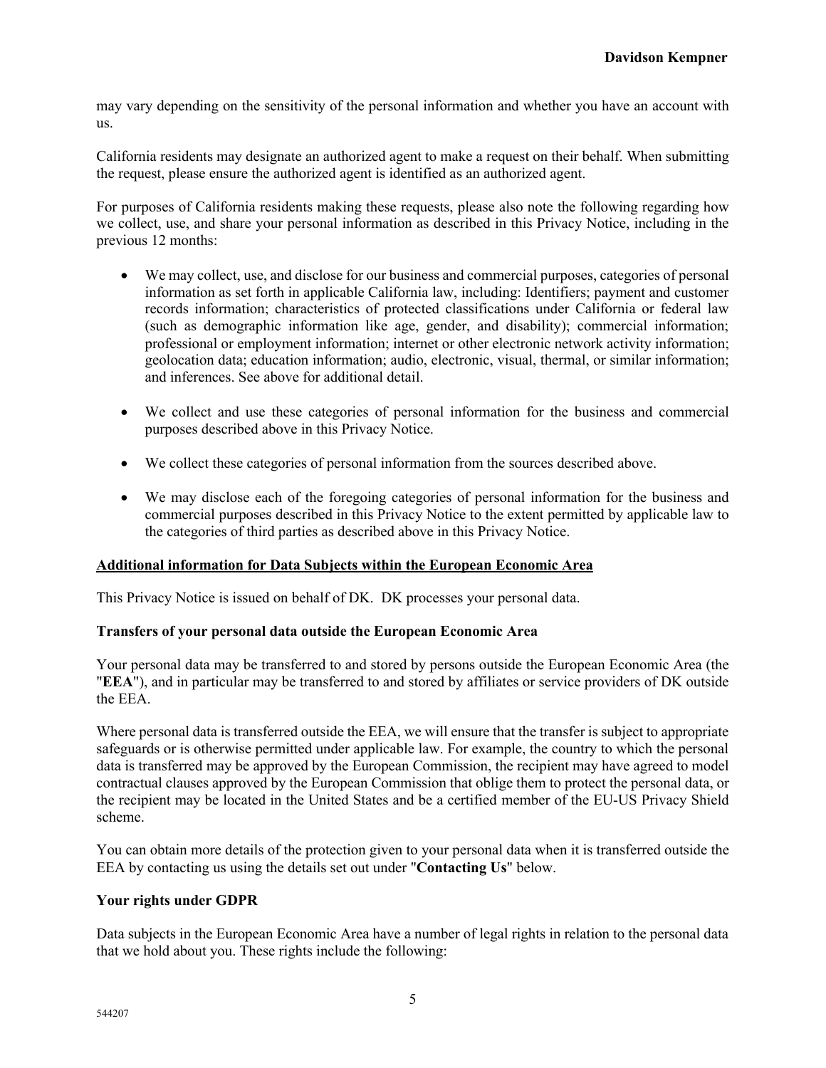may vary depending on the sensitivity of the personal information and whether you have an account with us.

California residents may designate an authorized agent to make a request on their behalf. When submitting the request, please ensure the authorized agent is identified as an authorized agent.

For purposes of California residents making these requests, please also note the following regarding how we collect, use, and share your personal information as described in this Privacy Notice, including in the previous 12 months:

- We may collect, use, and disclose for our business and commercial purposes, categories of personal information as set forth in applicable California law, including: Identifiers; payment and customer records information; characteristics of protected classifications under California or federal law (such as demographic information like age, gender, and disability); commercial information; professional or employment information; internet or other electronic network activity information; geolocation data; education information; audio, electronic, visual, thermal, or similar information; and inferences. See above for additional detail.

- We collect and use these categories of personal information for the business and commercial purposes described above in this Privacy Notice.

- We collect these categories of personal information from the sources described above.

- We may disclose each of the foregoing categories of personal information for the business and commercial purposes described in this Privacy Notice to the extent permitted by applicable law to the categories of third parties as described above in this Privacy Notice.

## Additional information for Data Subjects within the European Economic Area

This Privacy Notice is issued on behalf of DK. DK processes your personal data.

### Transfers of your personal data outside the European Economic Area

Your personal data may be transferred to and stored by persons outside the European Economic Area (the "**EEA**"), and in particular may be transferred to and stored by affiliates or service providers of DK outside the EEA.

Where personal data is transferred outside the EEA, we will ensure that the transfer is subject to appropriate safeguards or is otherwise permitted under applicable law. For example, the country to which the personal data is transferred may be approved by the European Commission, the recipient may have agreed to model contractual clauses approved by the European Commission that oblige them to protect the personal data, or the recipient may be located in the United States and be a certified member of the EU-US Privacy Shield scheme.

You can obtain more details of the protection given to your personal data when it is transferred outside the EEA by contacting us using the details set out under "**Contacting Us**" below.

### Your rights under GDPR

Data subjects in the European Economic Area have a number of legal rights in relation to the personal data that we hold about you. These rights include the following: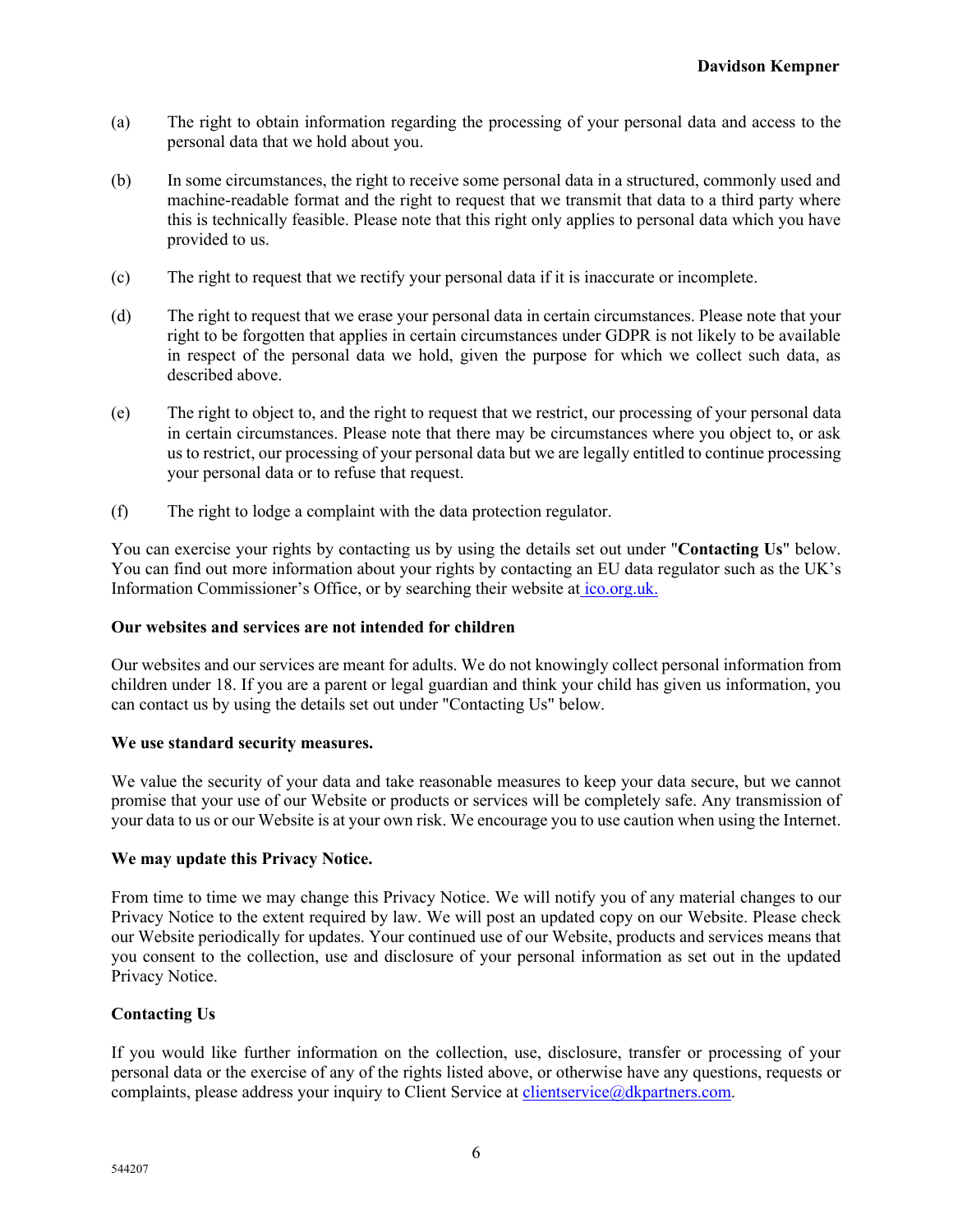(a) The right to obtain information regarding the processing of your personal data and access to the personal data that we hold about you.

(b) In some circumstances, the right to receive some personal data in a structured, commonly used and machine-readable format and the right to request that we transmit that data to a third party where this is technically feasible. Please note that this right only applies to personal data which you have provided to us.

(c) The right to request that we rectify your personal data if it is inaccurate or incomplete.

(d) The right to request that we erase your personal data in certain circumstances. Please note that your right to be forgotten that applies in certain circumstances under GDPR is not likely to be available in respect of the personal data we hold, given the purpose for which we collect such data, as described above.

(e) The right to object to, and the right to request that we restrict, our processing of your personal data in certain circumstances. Please note that there may be circumstances where you object to, or ask us to restrict, our processing of your personal data but we are legally entitled to continue processing your personal data or to refuse that request.

(f) The right to lodge a complaint with the data protection regulator.

You can exercise your rights by contacting us by using the details set out under "**Contacting Us**" below. You can find out more information about your rights by contacting an EU data regulator such as the UK's Information Commissioner's Office, or by searching their website at ico.org.uk.

**Our websites and services are not intended for children**

Our websites and our services are meant for adults. We do not knowingly collect personal information from children under 18. If you are a parent or legal guardian and think your child has given us information, you can contact us by using the details set out under "Contacting Us" below.

**We use standard security measures.**

We value the security of your data and take reasonable measures to keep your data secure, but we cannot promise that your use of our Website or products or services will be completely safe. Any transmission of your data to us or our Website is at your own risk. We encourage you to use caution when using the Internet.

**We may update this Privacy Notice.**

From time to time we may change this Privacy Notice. We will notify you of any material changes to our Privacy Notice to the extent required by law. We will post an updated copy on our Website. Please check our Website periodically for updates. Your continued use of our Website, products and services means that you consent to the collection, use and disclosure of your personal information as set out in the updated Privacy Notice.

**Contacting Us**

If you would like further information on the collection, use, disclosure, transfer or processing of your personal data or the exercise of any of the rights listed above, or otherwise have any questions, requests or complaints, please address your inquiry to Client Service at clientservice@dkpartners.com.

544207